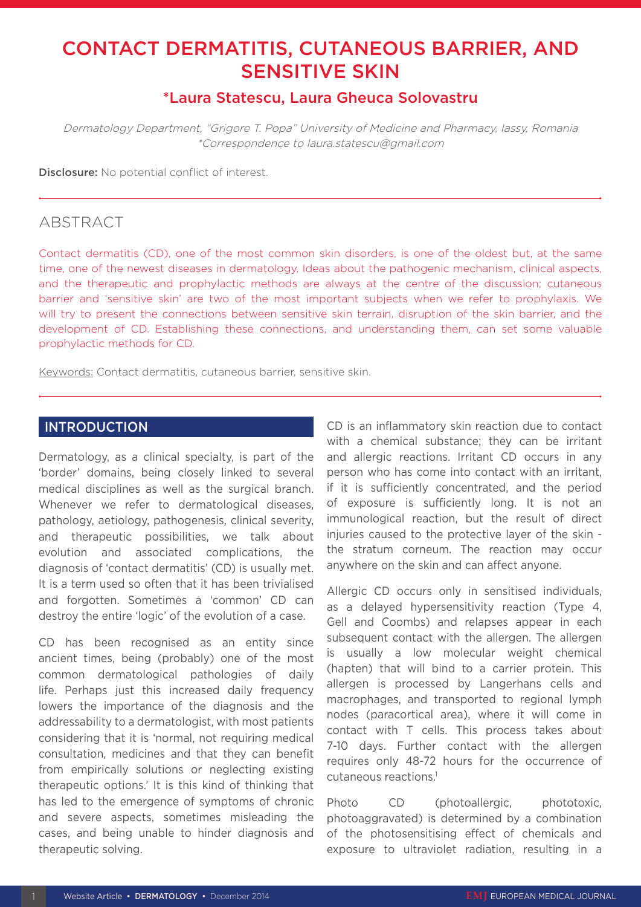# CONTACT DERMATITIS, CUTANEOUS BARRIER, AND SENSITIVE SKIN

## *Laura Statescu, Laura Gheuca Solovastru

*Dermatology Department, "Grigore T. Popa" University of Medicine and Pharmacy, Iassy, Romania*
*\*Correspondence to laura.statescu@gmail.com*

**Disclosure:** No potential conflict of interest.

## ABSTRACT

Contact dermatitis (CD), one of the most common skin disorders, is one of the oldest but, at the same time, one of the newest diseases in dermatology. Ideas about the pathogenic mechanism, clinical aspects, and the therapeutic and prophylactic methods are always at the centre of the discussion; cutaneous barrier and 'sensitive skin' are two of the most important subjects when we refer to prophylaxis. We will try to present the connections between sensitive skin terrain, disruption of the skin barrier, and the development of CD. Establishing these connections, and understanding them, can set some valuable prophylactic methods for CD.

Keywords: Contact dermatitis, cutaneous barrier, sensitive skin.

## INTRODUCTION

Dermatology, as a clinical specialty, is part of the 'border' domains, being closely linked to several medical disciplines as well as the surgical branch. Whenever we refer to dermatological diseases, pathology, aetiology, pathogenesis, clinical severity, and therapeutic possibilities, we talk about evolution and associated complications, the diagnosis of 'contact dermatitis' (CD) is usually met. It is a term used so often that it has been trivialised and forgotten. Sometimes a 'common' CD can destroy the entire 'logic' of the evolution of a case.

CD has been recognised as an entity since ancient times, being (probably) one of the most common dermatological pathologies of daily life. Perhaps just this increased daily frequency lowers the importance of the diagnosis and the addressability to a dermatologist, with most patients considering that it is 'normal, not requiring medical consultation, medicines and that they can benefit from empirically solutions or neglecting existing therapeutic options.' It is this kind of thinking that has led to the emergence of symptoms of chronic and severe aspects, sometimes misleading the cases, and being unable to hinder diagnosis and therapeutic solving.

CD is an inflammatory skin reaction due to contact with a chemical substance; they can be irritant and allergic reactions. Irritant CD occurs in any person who has come into contact with an irritant, if it is sufficiently concentrated, and the period of exposure is sufficiently long. It is not an immunological reaction, but the result of direct injuries caused to the protective layer of the skin - the stratum corneum. The reaction may occur anywhere on the skin and can affect anyone.

Allergic CD occurs only in sensitised individuals, as a delayed hypersensitivity reaction (Type 4, Gell and Coombs) and relapses appear in each subsequent contact with the allergen. The allergen is usually a low molecular weight chemical (hapten) that will bind to a carrier protein. This allergen is processed by Langerhans cells and macrophages, and transported to regional lymph nodes (paracortical area), where it will come in contact with T cells. This process takes about 7-10 days. Further contact with the allergen requires only 48-72 hours for the occurrence of cutaneous reactions.[1]

Photo CD (photoallergic, phototoxic, photoaggravated) is determined by a combination of the photosensitising effect of chemicals and exposure to ultraviolet radiation, resulting in a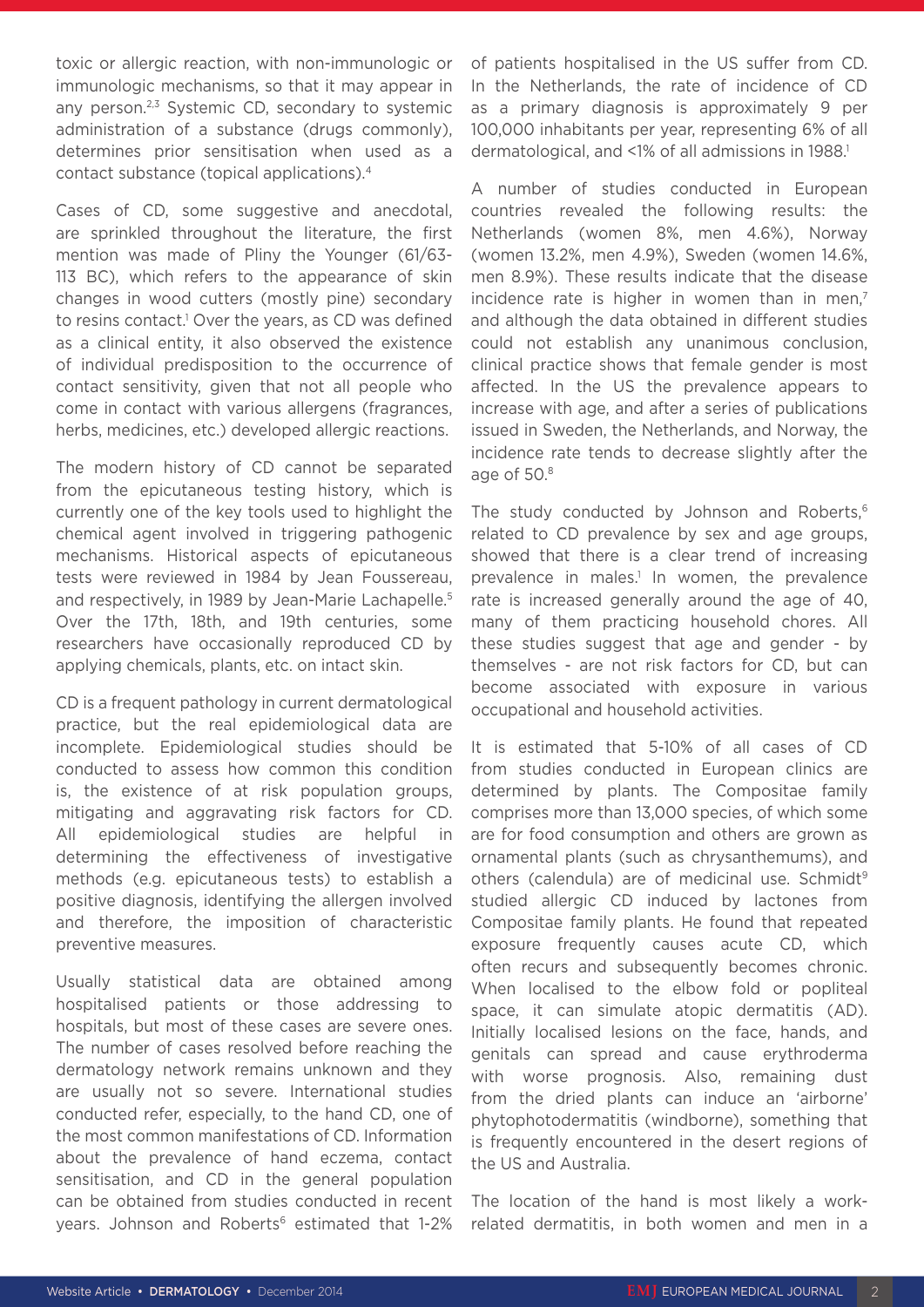toxic or allergic reaction, with non-immunologic or immunologic mechanisms, so that it may appear in any person.[2,3] Systemic CD, secondary to systemic administration of a substance (drugs commonly), determines prior sensitisation when used as a contact substance (topical applications).[4]

Cases of CD, some suggestive and anecdotal, are sprinkled throughout the literature, the first mention was made of Pliny the Younger (61/63-113 BC), which refers to the appearance of skin changes in wood cutters (mostly pine) secondary to resins contact.[1] Over the years, as CD was defined as a clinical entity, it also observed the existence of individual predisposition to the occurrence of contact sensitivity, given that not all people who come in contact with various allergens (fragrances, herbs, medicines, etc.) developed allergic reactions.

The modern history of CD cannot be separated from the epicutaneous testing history, which is currently one of the key tools used to highlight the chemical agent involved in triggering pathogenic mechanisms. Historical aspects of epicutaneous tests were reviewed in 1984 by Jean Foussereau, and respectively, in 1989 by Jean-Marie Lachapelle.[5] Over the 17th, 18th, and 19th centuries, some researchers have occasionally reproduced CD by applying chemicals, plants, etc. on intact skin.

CD is a frequent pathology in current dermatological practice, but the real epidemiological data are incomplete. Epidemiological studies should be conducted to assess how common this condition is, the existence of at risk population groups, mitigating and aggravating risk factors for CD. All epidemiological studies are helpful in determining the effectiveness of investigative methods (e.g. epicutaneous tests) to establish a positive diagnosis, identifying the allergen involved and therefore, the imposition of characteristic preventive measures.

Usually statistical data are obtained among hospitalised patients or those addressing to hospitals, but most of these cases are severe ones. The number of cases resolved before reaching the dermatology network remains unknown and they are usually not so severe. International studies conducted refer, especially, to the hand CD, one of the most common manifestations of CD. Information about the prevalence of hand eczema, contact sensitisation, and CD in the general population can be obtained from studies conducted in recent years. Johnson and Roberts[6] estimated that 1-2% of patients hospitalised in the US suffer from CD. In the Netherlands, the rate of incidence of CD as a primary diagnosis is approximately 9 per 100,000 inhabitants per year, representing 6% of all dermatological, and <1% of all admissions in 1988.[1]

A number of studies conducted in European countries revealed the following results: the Netherlands (women 8%, men 4.6%), Norway (women 13.2%, men 4.9%), Sweden (women 14.6%, men 8.9%). These results indicate that the disease incidence rate is higher in women than in men,[7] and although the data obtained in different studies could not establish any unanimous conclusion, clinical practice shows that female gender is most affected. In the US the prevalence appears to increase with age, and after a series of publications issued in Sweden, the Netherlands, and Norway, the incidence rate tends to decrease slightly after the age of 50.[8]

The study conducted by Johnson and Roberts,[6] related to CD prevalence by sex and age groups, showed that there is a clear trend of increasing prevalence in males.[1] In women, the prevalence rate is increased generally around the age of 40, many of them practicing household chores. All these studies suggest that age and gender - by themselves - are not risk factors for CD, but can become associated with exposure in various occupational and household activities.

It is estimated that 5-10% of all cases of CD from studies conducted in European clinics are determined by plants. The Compositae family comprises more than 13,000 species, of which some are for food consumption and others are grown as ornamental plants (such as chrysanthemums), and others (calendula) are of medicinal use. Schmidt[9] studied allergic CD induced by lactones from Compositae family plants. He found that repeated exposure frequently causes acute CD, which often recurs and subsequently becomes chronic. When localised to the elbow fold or popliteal space, it can simulate atopic dermatitis (AD). Initially localised lesions on the face, hands, and genitals can spread and cause erythroderma with worse prognosis. Also, remaining dust from the dried plants can induce an 'airborne' phytophotodermatitis (windborne), something that is frequently encountered in the desert regions of the US and Australia.

The location of the hand is most likely a work-related dermatitis, in both women and men in a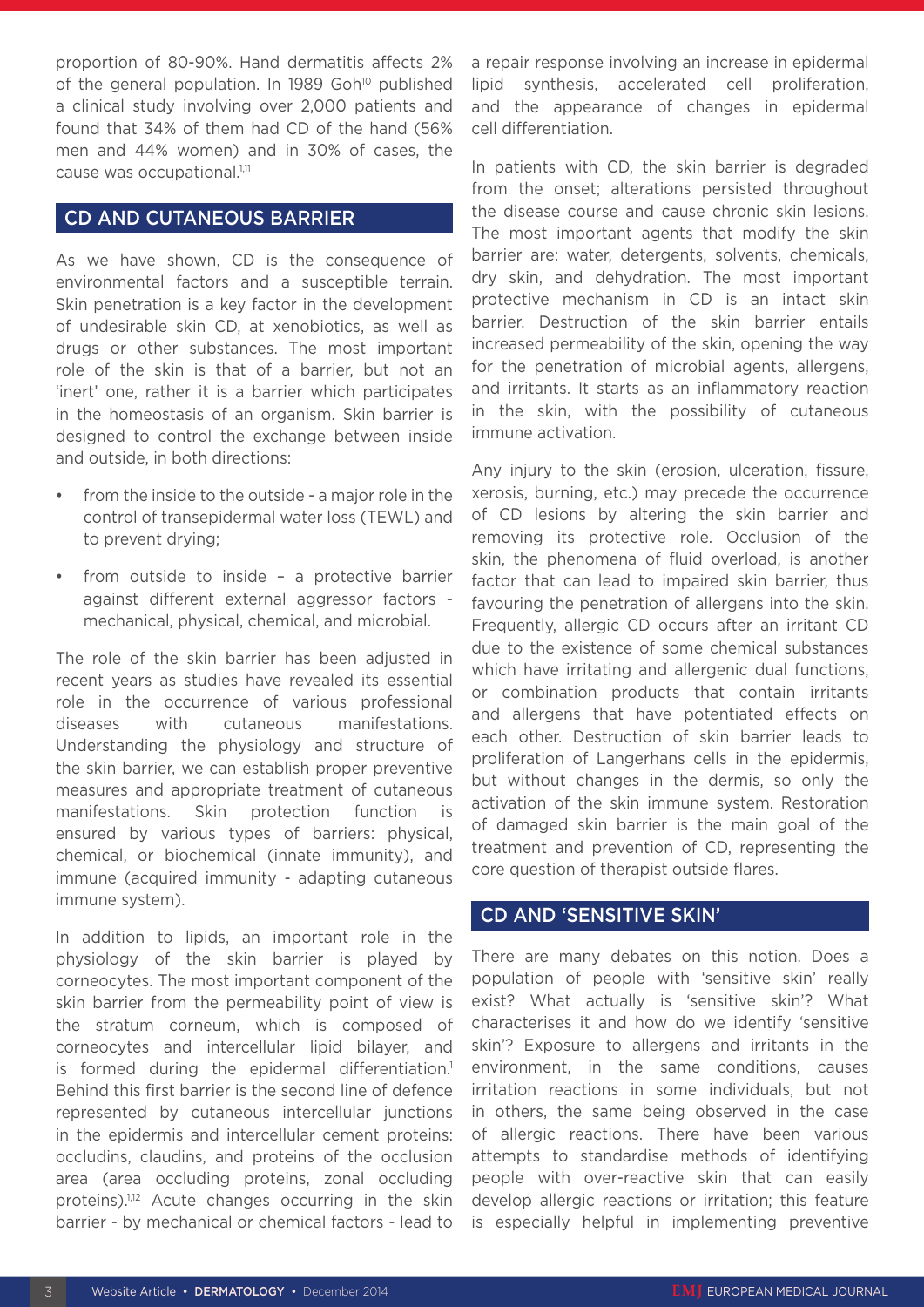proportion of 80-90%. Hand dermatitis affects 2% of the general population. In 1989 Goh[10] published a clinical study involving over 2,000 patients and found that 34% of them had CD of the hand (56% men and 44% women) and in 30% of cases, the cause was occupational.[1,11]

## CD AND CUTANEOUS BARRIER

As we have shown, CD is the consequence of environmental factors and a susceptible terrain. Skin penetration is a key factor in the development of undesirable skin CD, at xenobiotics, as well as drugs or other substances. The most important role of the skin is that of a barrier, but not an 'inert' one, rather it is a barrier which participates in the homeostasis of an organism. Skin barrier is designed to control the exchange between inside and outside, in both directions:

- from the inside to the outside - a major role in the control of transepidermal water loss (TEWL) and to prevent drying;
- from outside to inside – a protective barrier against different external aggressor factors - mechanical, physical, chemical, and microbial.

The role of the skin barrier has been adjusted in recent years as studies have revealed its essential role in the occurrence of various professional diseases with cutaneous manifestations. Understanding the physiology and structure of the skin barrier, we can establish proper preventive measures and appropriate treatment of cutaneous manifestations. Skin protection function is ensured by various types of barriers: physical, chemical, or biochemical (innate immunity), and immune (acquired immunity - adapting cutaneous immune system).

In addition to lipids, an important role in the physiology of the skin barrier is played by corneocytes. The most important component of the skin barrier from the permeability point of view is the stratum corneum, which is composed of corneocytes and intercellular lipid bilayer, and is formed during the epidermal differentiation.[1] Behind this first barrier is the second line of defence represented by cutaneous intercellular junctions in the epidermis and intercellular cement proteins: occludins, claudins, and proteins of the occlusion area (area occluding proteins, zonal occluding proteins).[1,12] Acute changes occurring in the skin barrier - by mechanical or chemical factors - lead to a repair response involving an increase in epidermal lipid synthesis, accelerated cell proliferation, and the appearance of changes in epidermal cell differentiation.

In patients with CD, the skin barrier is degraded from the onset; alterations persisted throughout the disease course and cause chronic skin lesions. The most important agents that modify the skin barrier are: water, detergents, solvents, chemicals, dry skin, and dehydration. The most important protective mechanism in CD is an intact skin barrier. Destruction of the skin barrier entails increased permeability of the skin, opening the way for the penetration of microbial agents, allergens, and irritants. It starts as an inflammatory reaction in the skin, with the possibility of cutaneous immune activation.

Any injury to the skin (erosion, ulceration, fissure, xerosis, burning, etc.) may precede the occurrence of CD lesions by altering the skin barrier and removing its protective role. Occlusion of the skin, the phenomena of fluid overload, is another factor that can lead to impaired skin barrier, thus favouring the penetration of allergens into the skin. Frequently, allergic CD occurs after an irritant CD due to the existence of some chemical substances which have irritating and allergenic dual functions, or combination products that contain irritants and allergens that have potentiated effects on each other. Destruction of skin barrier leads to proliferation of Langerhans cells in the epidermis, but without changes in the dermis, so only the activation of the skin immune system. Restoration of damaged skin barrier is the main goal of the treatment and prevention of CD, representing the core question of therapist outside flares.

## CD AND 'SENSITIVE SKIN'

There are many debates on this notion. Does a population of people with 'sensitive skin' really exist? What actually is 'sensitive skin'? What characterises it and how do we identify 'sensitive skin'? Exposure to allergens and irritants in the environment, in the same conditions, causes irritation reactions in some individuals, but not in others, the same being observed in the case of allergic reactions. There have been various attempts to standardise methods of identifying people with over-reactive skin that can easily develop allergic reactions or irritation; this feature is especially helpful in implementing preventive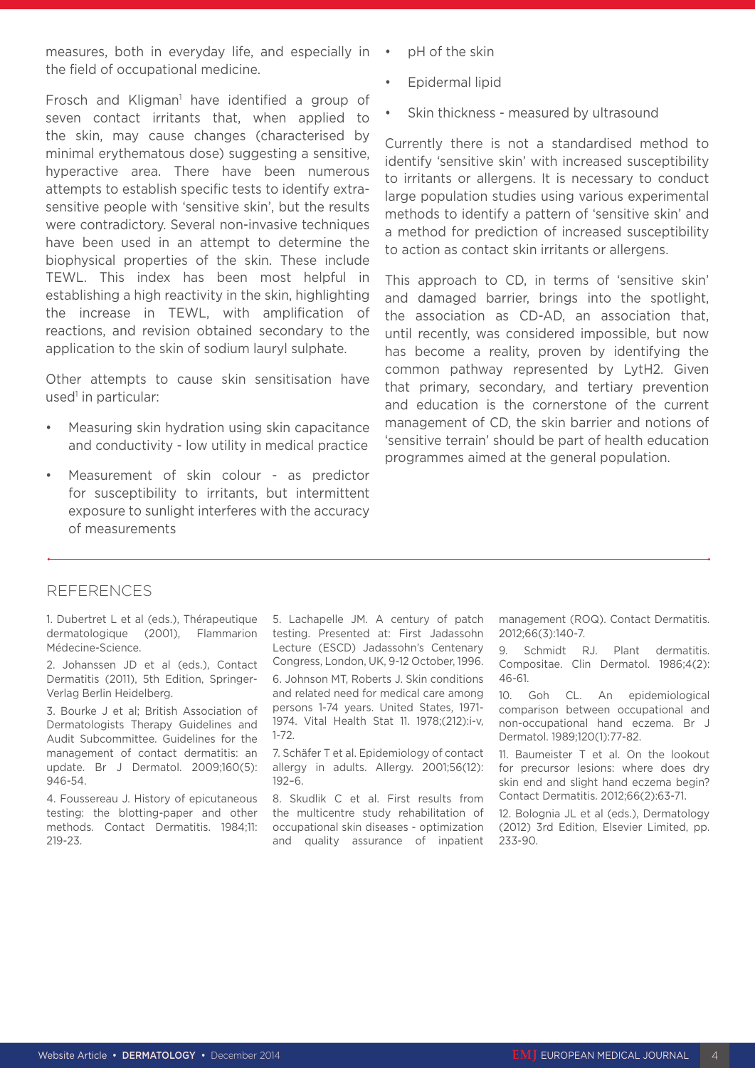measures, both in everyday life, and especially in the field of occupational medicine.

Frosch and Kligman[1] have identified a group of seven contact irritants that, when applied to the skin, may cause changes (characterised by minimal erythematous dose) suggesting a sensitive, hyperactive area. There have been numerous attempts to establish specific tests to identify extra-sensitive people with 'sensitive skin', but the results were contradictory. Several non-invasive techniques have been used in an attempt to determine the biophysical properties of the skin. These include TEWL. This index has been most helpful in establishing a high reactivity in the skin, highlighting the increase in TEWL, with amplification of reactions, and revision obtained secondary to the application to the skin of sodium lauryl sulphate.

Other attempts to cause skin sensitisation have used[1] in particular:

- Measuring skin hydration using skin capacitance and conductivity - low utility in medical practice
- Measurement of skin colour - as predictor for susceptibility to irritants, but intermittent exposure to sunlight interferes with the accuracy of measurements
- pH of the skin
- Epidermal lipid
- Skin thickness - measured by ultrasound

Currently there is not a standardised method to identify 'sensitive skin' with increased susceptibility to irritants or allergens. It is necessary to conduct large population studies using various experimental methods to identify a pattern of 'sensitive skin' and a method for prediction of increased susceptibility to action as contact skin irritants or allergens.

This approach to CD, in terms of 'sensitive skin' and damaged barrier, brings into the spotlight, the association as CD-AD, an association that, until recently, was considered impossible, but now has become a reality, proven by identifying the common pathway represented by LytH2. Given that primary, secondary, and tertiary prevention and education is the cornerstone of the current management of CD, the skin barrier and notions of 'sensitive terrain' should be part of health education programmes aimed at the general population.

## REFERENCES

1. Dubertret L et al (eds.), Thérapeutique dermatologique (2001), Flammarion Médecine-Science.
2. Johanssen JD et al (eds.), Contact Dermatitis (2011), 5th Edition, Springer-Verlag Berlin Heidelberg.
3. Bourke J et al; British Association of Dermatologists Therapy Guidelines and Audit Subcommittee. Guidelines for the management of contact dermatitis: an update. Br J Dermatol. 2009;160(5): 946-54.
4. Foussereau J. History of epicutaneous testing: the blotting-paper and other methods. Contact Dermatitis. 1984;11: 219-23.
5. Lachapelle JM. A century of patch testing. Presented at: First Jadassohn Lecture (ESCD) Jadassohn's Centenary Congress, London, UK, 9-12 October, 1996.
6. Johnson MT, Roberts J. Skin conditions and related need for medical care among persons 1-74 years. United States, 1971-1974. Vital Health Stat 11. 1978;(212):i-v, 1-72.
7. Schäfer T et al. Epidemiology of contact allergy in adults. Allergy. 2001;56(12): 192–6.
8. Skudlik C et al. First results from the multicentre study rehabilitation of occupational skin diseases - optimization and quality assurance of inpatient management (ROQ). Contact Dermatitis. 2012;66(3):140-7.
9. Schmidt RJ. Plant dermatitis. Compositae. Clin Dermatol. 1986;4(2): 46-61.
10. Goh CL. An epidemiological comparison between occupational and non-occupational hand eczema. Br J Dermatol. 1989;120(1):77-82.
11. Baumeister T et al. On the lookout for precursor lesions: where does dry skin end and slight hand eczema begin? Contact Dermatitis. 2012;66(2):63-71.
12. Bolognia JL et al (eds.), Dermatology (2012) 3rd Edition, Elsevier Limited, pp. 233-90.